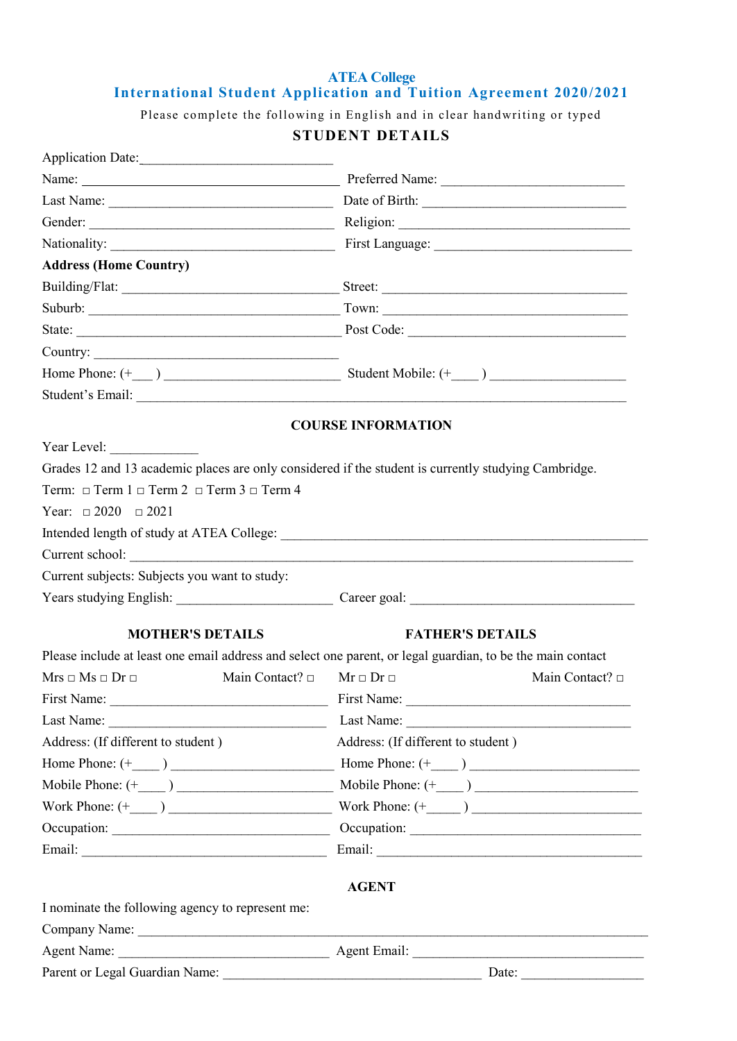# ATEA College

## International Student Application and Tuition Agreement 2020/2021

Please complete the following in English and in clear handwriting or typed

### STUDENT DETAILS

Application Date:_____________________________

Name: _______________________________________ Preferred Name: ___________________________

Last Name: __________________________________ Date of Birth: _____________________________

Gender: _____________________________________ Religion: __________________________________

Nationality: __________________________________ First Language: ____________________________

**Address (Home Country)**

Building/Flat: _________________________________ Street: _____________________________________

Suburb: ______________________________________ Town: ______________________________________

State: ________________________________________ Post Code: __________________________________

Country: _____________________________________

Home Phone: (+___ ) _________________________ Student Mobile: (+____ ) ____________________

Student's Email: ____________________________________________________________________________

### COURSE INFORMATION

Year Level: _____________

Grades 12 and 13 academic places are only considered if the student is currently studying Cambridge.

Term: □ Term 1 □ Term 2 □ Term 3 □ Term 4

Year: □ 2020 □ 2021

Intended length of study at ATEA College: ___________________________________________________

Current school: _______________________________________________________________________

Current subjects: Subjects you want to study:

Years studying English: ________________________ Career goal: _________________________________

### MOTHER'S DETAILS / FATHER'S DETAILS

Please include at least one email address and select one parent, or legal guardian, to be the main contact

| MOTHER'S DETAILS | FATHER'S DETAILS |
|---|---|
| Mrs □ Ms □ Dr □ Main Contact? □ | Mr □ Dr □ Main Contact? □ |
| First Name: ________________________________ | First Name: ________________________________ |
| Last Name: ________________________________ | Last Name: ________________________________ |
| Address: (If different to student ) | Address: (If different to student ) |
| Home Phone: (+____ ) ________________________ | Home Phone: (+____ ) ________________________ |
| Mobile Phone: (+____ ) _______________________ | Mobile Phone: (+____ ) _______________________ |
| Work Phone: (+____ ) ________________________ | Work Phone: (+_____ ) ________________________ |
| Occupation: ________________________________ | Occupation: ________________________________ |
| Email: ____________________________________ | Email: ____________________________________ |

### AGENT

I nominate the following agency to represent me:

Company Name: _____________________________________________________________________________

Agent Name: ________________________________ Agent Email: ___________________________________

Parent or Legal Guardian Name: _______________________________________ Date: __________________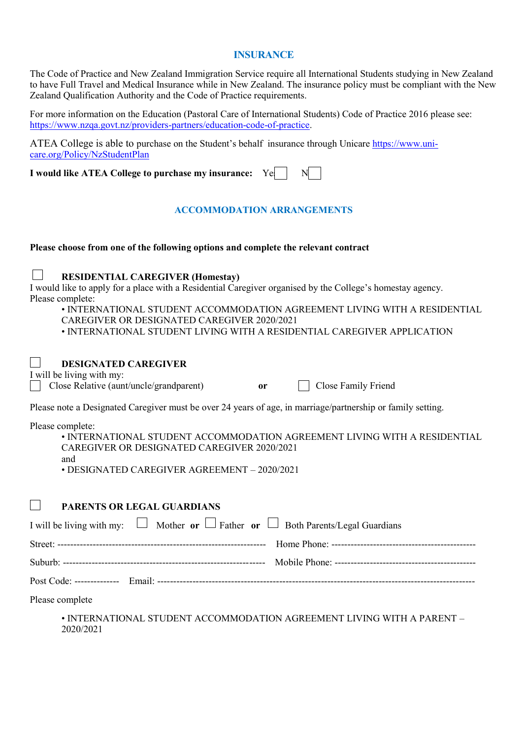## INSURANCE

The Code of Practice and New Zealand Immigration Service require all International Students studying in New Zealand to have Full Travel and Medical Insurance while in New Zealand. The insurance policy must be compliant with the New Zealand Qualification Authority and the Code of Practice requirements.

For more information on the Education (Pastoral Care of International Students) Code of Practice 2016 please see: https://www.nzqa.govt.nz/providers-partners/education-code-of-practice.

ATEA College is able to purchase on the Student's behalf insurance through Unicare https://www.uni-care.org/Policy/NzStudentPlan

**I would like ATEA College to purchase my insurance:** Ye☐ N☐

## ACCOMMODATION ARRANGEMENTS

**Please choose from one of the following options and complete the relevant contract**

☐ **RESIDENTIAL CAREGIVER (Homestay)**

I would like to apply for a place with a Residential Caregiver organised by the College's homestay agency.

Please complete:

- INTERNATIONAL STUDENT ACCOMMODATION AGREEMENT LIVING WITH A RESIDENTIAL CAREGIVER OR DESIGNATED CAREGIVER 2020/2021
- INTERNATIONAL STUDENT LIVING WITH A RESIDENTIAL CAREGIVER APPLICATION

☐ **DESIGNATED CAREGIVER**

I will be living with my:

☐ Close Relative (aunt/uncle/grandparent) **or** ☐ Close Family Friend

Please note a Designated Caregiver must be over 24 years of age, in marriage/partnership or family setting.

Please complete:

- INTERNATIONAL STUDENT ACCOMMODATION AGREEMENT LIVING WITH A RESIDENTIAL CAREGIVER OR DESIGNATED CAREGIVER 2020/2021

  and
- DESIGNATED CAREGIVER AGREEMENT – 2020/2021

☐ **PARENTS OR LEGAL GUARDIANS**

I will be living with my: ☐ Mother **or** ☐ Father **or** ☐ Both Parents/Legal Guardians

Street: ---------------------------------------------------------------- Home Phone: --------------------------------------------

Suburb: -------------------------------------------------------------- Mobile Phone: -------------------------------------------

Post Code: -------------- Email: -----------------------------------------------------------------------------------------------

Please complete

- INTERNATIONAL STUDENT ACCOMMODATION AGREEMENT LIVING WITH A PARENT – 2020/2021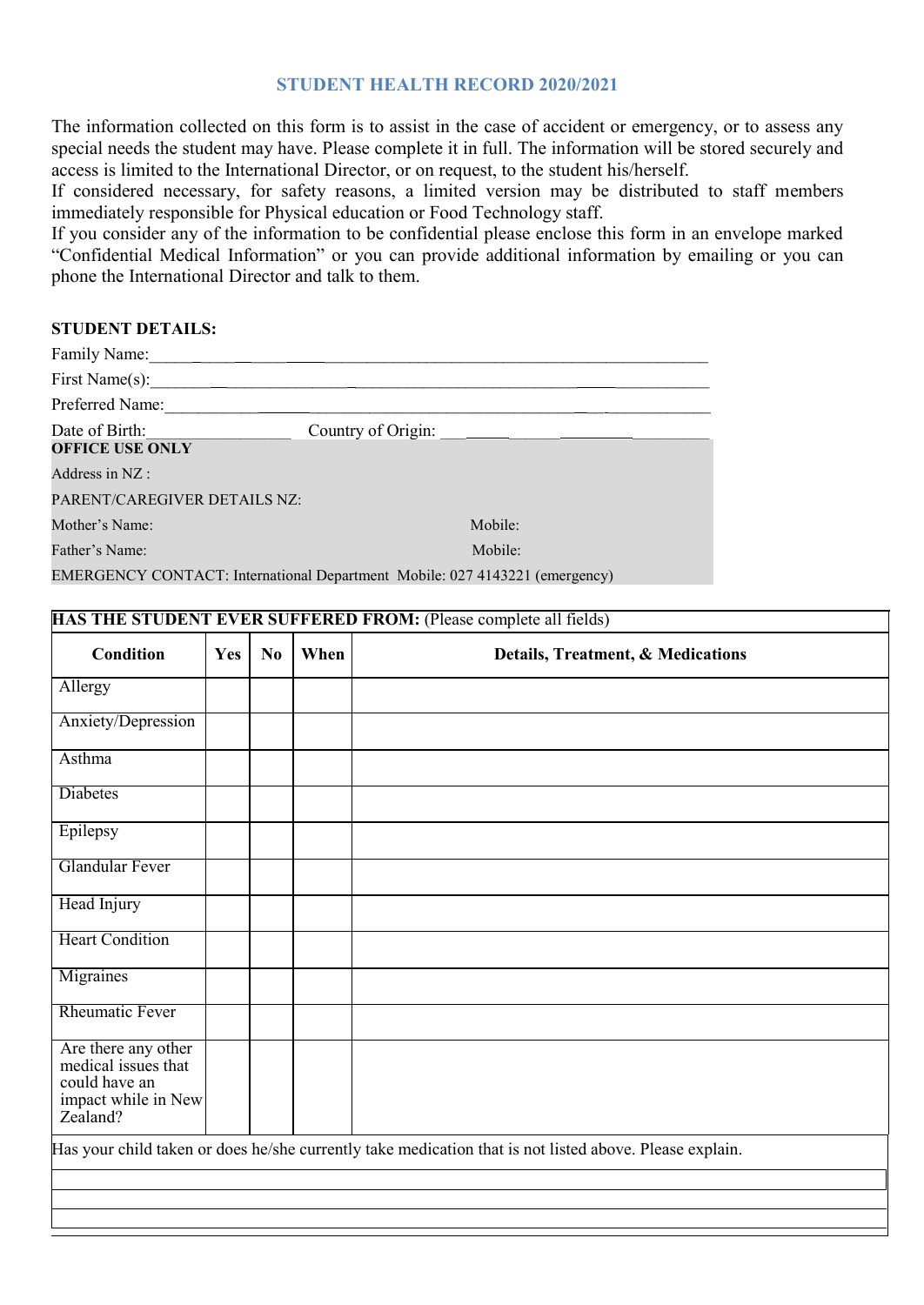## STUDENT HEALTH RECORD 2020/2021

The information collected on this form is to assist in the case of accident or emergency, or to assess any special needs the student may have. Please complete it in full. The information will be stored securely and access is limited to the International Director, or on request, to the student his/herself.

If considered necessary, for safety reasons, a limited version may be distributed to staff members immediately responsible for Physical education or Food Technology staff.

If you consider any of the information to be confidential please enclose this form in an envelope marked "Confidential Medical Information" or you can provide additional information by emailing or you can phone the International Director and talk to them.

**STUDENT DETAILS:**

Family Name:\_\_\_\_\_\_\_\_\_\_\_\_\_\_\_\_\_\_\_\_\_\_\_\_\_\_\_\_\_\_\_\_\_\_\_\_\_\_\_\_\_\_\_\_

First Name(s):\_\_\_\_\_\_\_\_\_\_\_\_\_\_\_\_\_\_\_\_\_\_\_\_\_\_\_\_\_\_\_\_\_\_\_\_\_\_\_\_\_\_\_\_

Preferred Name:\_\_\_\_\_\_\_\_\_\_\_\_\_\_\_\_\_\_\_\_\_\_\_\_\_\_\_\_\_\_\_\_\_\_\_\_\_\_\_\_\_\_\_\_

Date of Birth:\_\_\_\_\_\_\_\_\_\_\_\_\_\_\_\_ Country of Origin: \_\_\_\_\_\_\_\_\_\_\_\_\_\_\_\_\_\_\_\_

**OFFICE USE ONLY**

Address in NZ :

PARENT/CAREGIVER DETAILS NZ:

Mother's Name: Mobile:

Father's Name: Mobile:

EMERGENCY CONTACT: International Department Mobile: 027 4143221 (emergency)

**HAS THE STUDENT EVER SUFFERED FROM:** (Please complete all fields)

| Condition | Yes | No | When | Details, Treatment, & Medications |
|---|---|---|---|---|
| Allergy | | | | |
| Anxiety/Depression | | | | |
| Asthma | | | | |
| Diabetes | | | | |
| Epilepsy | | | | |
| Glandular Fever | | | | |
| Head Injury | | | | |
| Heart Condition | | | | |
| Migraines | | | | |
| Rheumatic Fever | | | | |
| Are there any other medical issues that could have an impact while in New Zealand? | | | | |

Has your child taken or does he/she currently take medication that is not listed above. Please explain.

\_\_\_\_\_\_\_\_\_\_\_\_\_\_\_\_\_\_\_\_\_\_\_\_\_\_\_\_\_\_\_\_\_\_\_\_\_\_\_\_\_\_\_\_\_\_\_\_\_\_\_\_\_\_\_\_

\_\_\_\_\_\_\_\_\_\_\_\_\_\_\_\_\_\_\_\_\_\_\_\_\_\_\_\_\_\_\_\_\_\_\_\_\_\_\_\_\_\_\_\_\_\_\_\_\_\_\_\_\_\_\_\_

\_\_\_\_\_\_\_\_\_\_\_\_\_\_\_\_\_\_\_\_\_\_\_\_\_\_\_\_\_\_\_\_\_\_\_\_\_\_\_\_\_\_\_\_\_\_\_\_\_\_\_\_\_\_\_\_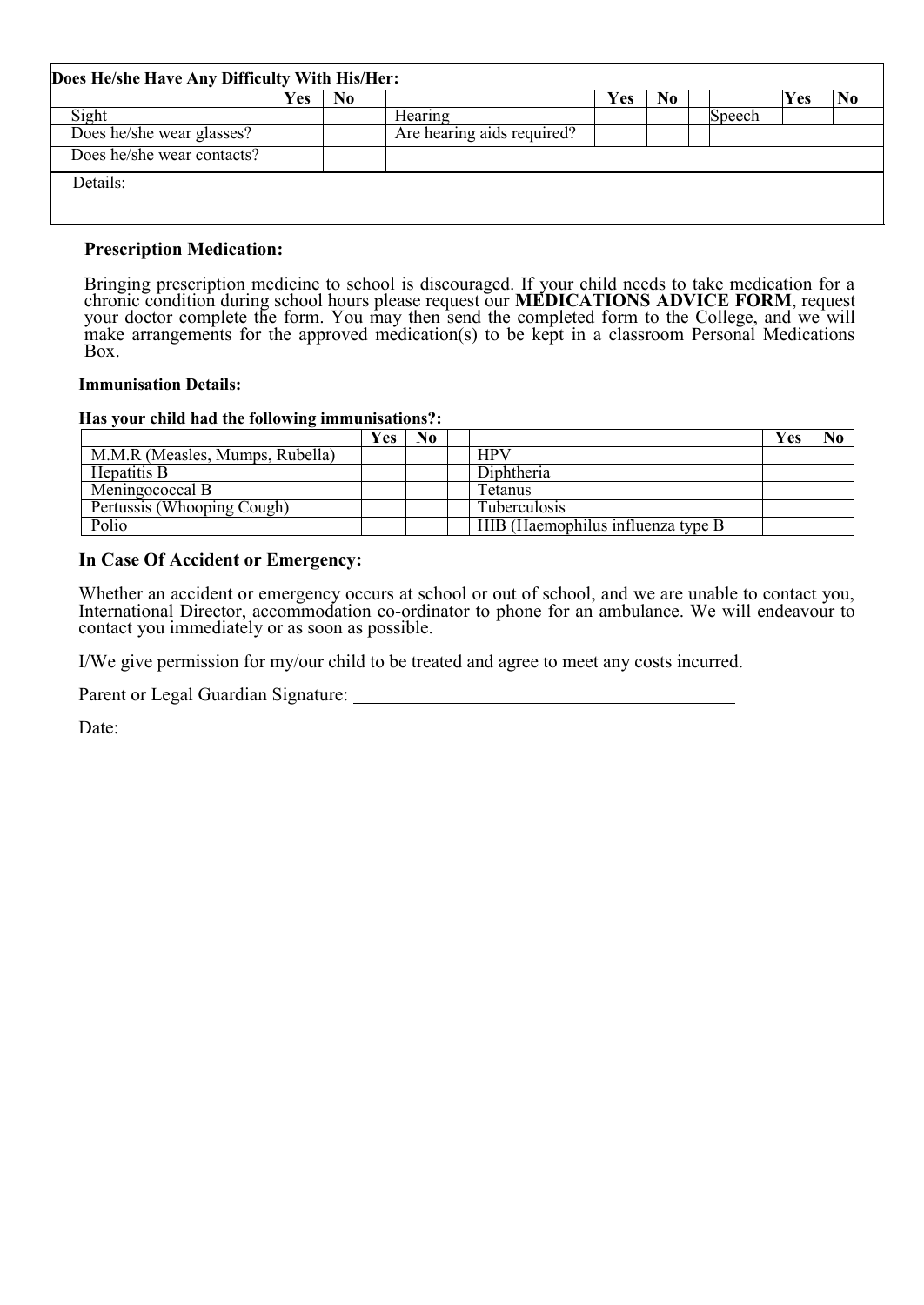| Does He/she Have Any Difficulty With His/Her: | | | | | | | | | | |
|---|---|---|---|---|---|---|---|---|---|---|
| | Yes | No | | | Yes | No | | | Yes | No |
| Sight | | | | Hearing | | | | Speech | | |
| Does he/she wear glasses? | | | | Are hearing aids required? | | | | | | |
| Does he/she wear contacts? | | | | | | | | | | |
| Details: | | | | | | | | | | |

### Prescription Medication:

Bringing prescription medicine to school is discouraged. If your child needs to take medication for a chronic condition during school hours please request our **MEDICATIONS ADVICE FORM**, request your doctor complete the form. You may then send the completed form to the College, and we will make arrangements for the approved medication(s) to be kept in a classroom Personal Medications Box.

**Immunisation Details:**

**Has your child had the following immunisations?:**

| | Yes | No | | | Yes | No |
|---|---|---|---|---|---|---|
| M.M.R (Measles, Mumps, Rubella) | | | | HPV | | |
| Hepatitis B | | | | Diphtheria | | |
| Meningococcal B | | | | Tetanus | | |
| Pertussis (Whooping Cough) | | | | Tuberculosis | | |
| Polio | | | | HIB (Haemophilus influenza type B | | |

### In Case Of Accident or Emergency:

Whether an accident or emergency occurs at school or out of school, and we are unable to contact you, International Director, accommodation co-ordinator to phone for an ambulance. We will endeavour to contact you immediately or as soon as possible.

I/We give permission for my/our child to be treated and agree to meet any costs incurred.

Parent or Legal Guardian Signature: ____________________________________

Date: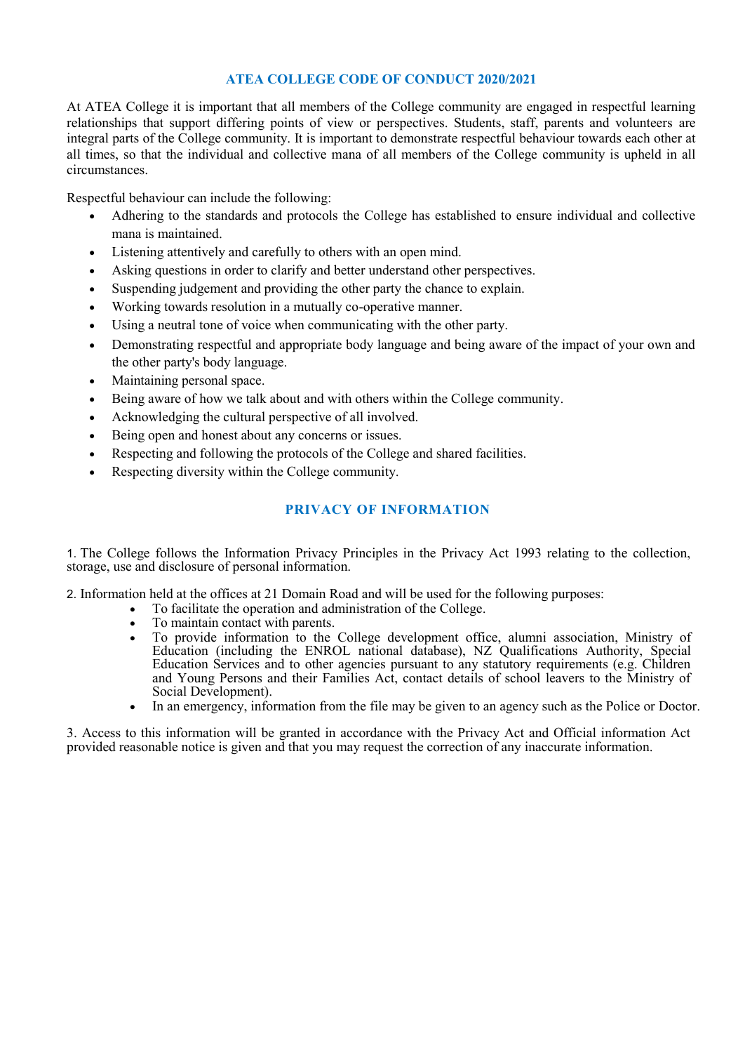## ATEA COLLEGE CODE OF CONDUCT 2020/2021

At ATEA College it is important that all members of the College community are engaged in respectful learning relationships that support differing points of view or perspectives. Students, staff, parents and volunteers are integral parts of the College community. It is important to demonstrate respectful behaviour towards each other at all times, so that the individual and collective mana of all members of the College community is upheld in all circumstances.

Respectful behaviour can include the following:

- Adhering to the standards and protocols the College has established to ensure individual and collective mana is maintained.
- Listening attentively and carefully to others with an open mind.
- Asking questions in order to clarify and better understand other perspectives.
- Suspending judgement and providing the other party the chance to explain.
- Working towards resolution in a mutually co-operative manner.
- Using a neutral tone of voice when communicating with the other party.
- Demonstrating respectful and appropriate body language and being aware of the impact of your own and the other party's body language.
- Maintaining personal space.
- Being aware of how we talk about and with others within the College community.
- Acknowledging the cultural perspective of all involved.
- Being open and honest about any concerns or issues.
- Respecting and following the protocols of the College and shared facilities.
- Respecting diversity within the College community.

## PRIVACY OF INFORMATION

1. The College follows the Information Privacy Principles in the Privacy Act 1993 relating to the collection, storage, use and disclosure of personal information.

2. Information held at the offices at 21 Domain Road and will be used for the following purposes:
   - To facilitate the operation and administration of the College.
   - To maintain contact with parents.
   - To provide information to the College development office, alumni association, Ministry of Education (including the ENROL national database), NZ Qualifications Authority, Special Education Services and to other agencies pursuant to any statutory requirements (e.g. Children and Young Persons and their Families Act, contact details of school leavers to the Ministry of Social Development).
   - In an emergency, information from the file may be given to an agency such as the Police or Doctor.

3. Access to this information will be granted in accordance with the Privacy Act and Official information Act provided reasonable notice is given and that you may request the correction of any inaccurate information.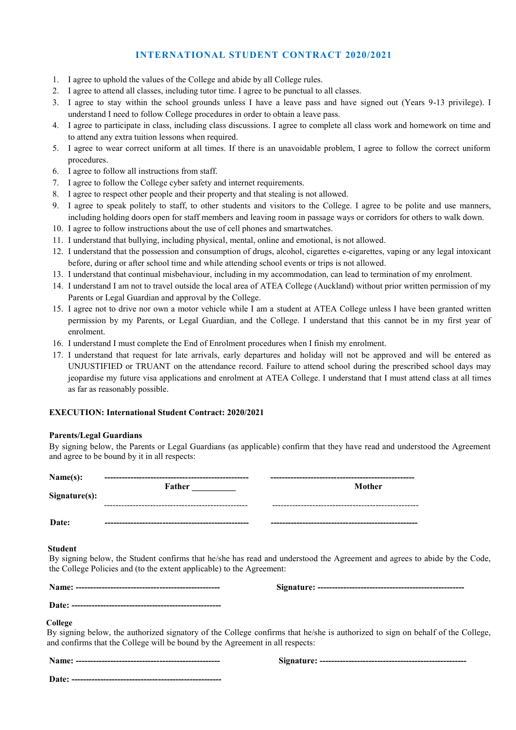## INTERNATIONAL STUDENT CONTRACT 2020/2021

1. I agree to uphold the values of the College and abide by all College rules.
2. I agree to attend all classes, including tutor time. I agree to be punctual to all classes.
3. I agree to stay within the school grounds unless I have a leave pass and have signed out (Years 9-13 privilege). I understand I need to follow College procedures in order to obtain a leave pass.
4. I agree to participate in class, including class discussions. I agree to complete all class work and homework on time and to attend any extra tuition lessons when required.
5. I agree to wear correct uniform at all times. If there is an unavoidable problem, I agree to follow the correct uniform procedures.
6. I agree to follow all instructions from staff.
7. I agree to follow the College cyber safety and internet requirements.
8. I agree to respect other people and their property and that stealing is not allowed.
9. I agree to speak politely to staff, to other students and visitors to the College. I agree to be polite and use manners, including holding doors open for staff members and leaving room in passage ways or corridors for others to walk down.
10. I agree to follow instructions about the use of cell phones and smartwatches.
11. I understand that bullying, including physical, mental, online and emotional, is not allowed.
12. I understand that the possession and consumption of drugs, alcohol, cigarettes e-cigarettes, vaping or any legal intoxicant before, during or after school time and while attending school events or trips is not allowed.
13. I understand that continual misbehaviour, including in my accommodation, can lead to termination of my enrolment.
14. I understand I am not to travel outside the local area of ATEA College (Auckland) without prior written permission of my Parents or Legal Guardian and approval by the College.
15. I agree not to drive nor own a motor vehicle while I am a student at ATEA College unless I have been granted written permission by my Parents, or Legal Guardian, and the College. I understand that this cannot be in my first year of enrolment.
16. I understand I must complete the End of Enrolment procedures when I finish my enrolment.
17. I understand that request for late arrivals, early departures and holiday will not be approved and will be entered as UNJUSTIFIED or TRUANT on the attendance record. Failure to attend school during the prescribed school days may jeopardise my future visa applications and enrolment at ATEA College. I understand that I must attend class at all times as far as reasonably possible.

**EXECUTION: International Student Contract: 2020/2021**

**Parents/Legal Guardians**

By signing below, the Parents or Legal Guardians (as applicable) confirm that they have read and understood the Agreement and agree to be bound by it in all respects:

| | | |
|---|---|---|
| **Name(s):** | ------------------------------------------------- **Father** __________ | ------------------------------------------------- **Mother** |
| **Signature(s):** | ------------------------------------------------- | ------------------------------------------------- |
| **Date:** | ------------------------------------------------- | ------------------------------------------------- |

**Student**

By signing below, the Student confirms that he/she has read and understood the Agreement and agrees to abide by the Code, the College Policies and (to the extent applicable) to the Agreement:

**Name:** -------------------------------------------------   **Signature:** -------------------------------------------------

**Date:** -------------------------------------------------

**College**

By signing below, the authorized signatory of the College confirms that he/she is authorized to sign on behalf of the College, and confirms that the College will be bound by the Agreement in all respects:

**Name:** -------------------------------------------------   **Signature:** -------------------------------------------------

**Date:** -------------------------------------------------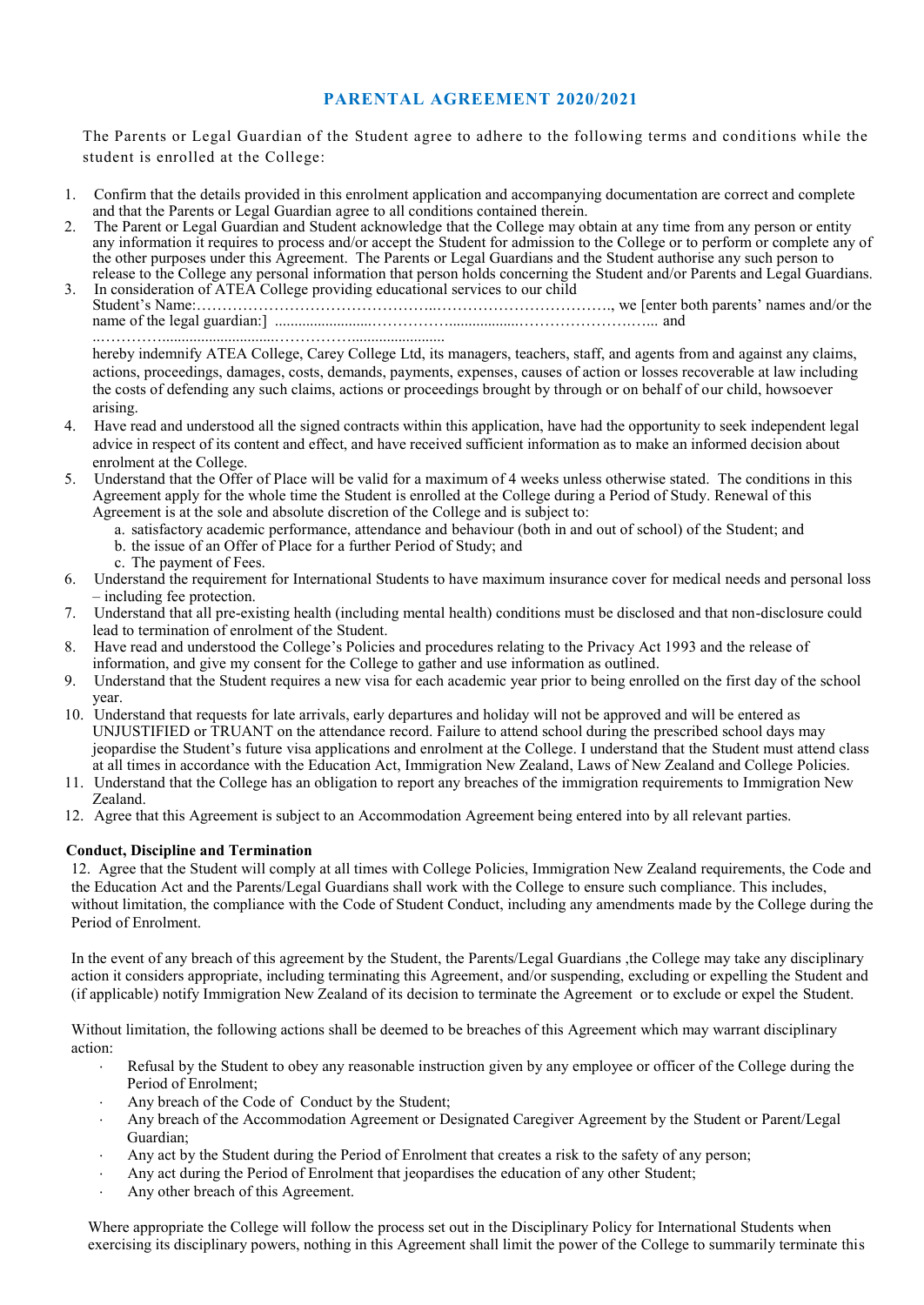## PARENTAL AGREEMENT 2020/2021

The Parents or Legal Guardian of the Student agree to adhere to the following terms and conditions while the student is enrolled at the College:

1. Confirm that the details provided in this enrolment application and accompanying documentation are correct and complete and that the Parents or Legal Guardian agree to all conditions contained therein.
2. The Parent or Legal Guardian and Student acknowledge that the College may obtain at any time from any person or entity any information it requires to process and/or accept the Student for admission to the College or to perform or complete any of the other purposes under this Agreement. The Parents or Legal Guardians and the Student authorise any such person to release to the College any personal information that person holds concerning the Student and/or Parents and Legal Guardians.
3. In consideration of ATEA College providing educational services to our child Student's Name:……………………………………..……………………………., we [enter both parents' names and/or the name of the legal guardian:] .........................……………..................……………………….... and ..…………..............................…………….........................
   hereby indemnify ATEA College, Carey College Ltd, its managers, teachers, staff, and agents from and against any claims, actions, proceedings, damages, costs, demands, payments, expenses, causes of action or losses recoverable at law including the costs of defending any such claims, actions or proceedings brought by through or on behalf of our child, howsoever arising.
4. Have read and understood all the signed contracts within this application, have had the opportunity to seek independent legal advice in respect of its content and effect, and have received sufficient information as to make an informed decision about enrolment at the College.
5. Understand that the Offer of Place will be valid for a maximum of 4 weeks unless otherwise stated. The conditions in this Agreement apply for the whole time the Student is enrolled at the College during a Period of Study. Renewal of this Agreement is at the sole and absolute discretion of the College and is subject to:
   a. satisfactory academic performance, attendance and behaviour (both in and out of school) of the Student; and
   b. the issue of an Offer of Place for a further Period of Study; and
   c. The payment of Fees.
6. Understand the requirement for International Students to have maximum insurance cover for medical needs and personal loss – including fee protection.
7. Understand that all pre-existing health (including mental health) conditions must be disclosed and that non-disclosure could lead to termination of enrolment of the Student.
8. Have read and understood the College's Policies and procedures relating to the Privacy Act 1993 and the release of information, and give my consent for the College to gather and use information as outlined.
9. Understand that the Student requires a new visa for each academic year prior to being enrolled on the first day of the school year.
10. Understand that requests for late arrivals, early departures and holiday will not be approved and will be entered as UNJUSTIFIED or TRUANT on the attendance record. Failure to attend school during the prescribed school days may jeopardise the Student's future visa applications and enrolment at the College. I understand that the Student must attend class at all times in accordance with the Education Act, Immigration New Zealand, Laws of New Zealand and College Policies.
11. Understand that the College has an obligation to report any breaches of the immigration requirements to Immigration New Zealand.
12. Agree that this Agreement is subject to an Accommodation Agreement being entered into by all relevant parties.

**Conduct, Discipline and Termination**

12. Agree that the Student will comply at all times with College Policies, Immigration New Zealand requirements, the Code and the Education Act and the Parents/Legal Guardians shall work with the College to ensure such compliance. This includes, without limitation, the compliance with the Code of Student Conduct, including any amendments made by the College during the Period of Enrolment.

In the event of any breach of this agreement by the Student, the Parents/Legal Guardians ,the College may take any disciplinary action it considers appropriate, including terminating this Agreement, and/or suspending, excluding or expelling the Student and (if applicable) notify Immigration New Zealand of its decision to terminate the Agreement or to exclude or expel the Student.

Without limitation, the following actions shall be deemed to be breaches of this Agreement which may warrant disciplinary action:

- Refusal by the Student to obey any reasonable instruction given by any employee or officer of the College during the Period of Enrolment;
- Any breach of the Code of Conduct by the Student;
- Any breach of the Accommodation Agreement or Designated Caregiver Agreement by the Student or Parent/Legal Guardian;
- Any act by the Student during the Period of Enrolment that creates a risk to the safety of any person;
- Any act during the Period of Enrolment that jeopardises the education of any other Student;
- Any other breach of this Agreement.

Where appropriate the College will follow the process set out in the Disciplinary Policy for International Students when exercising its disciplinary powers, nothing in this Agreement shall limit the power of the College to summarily terminate this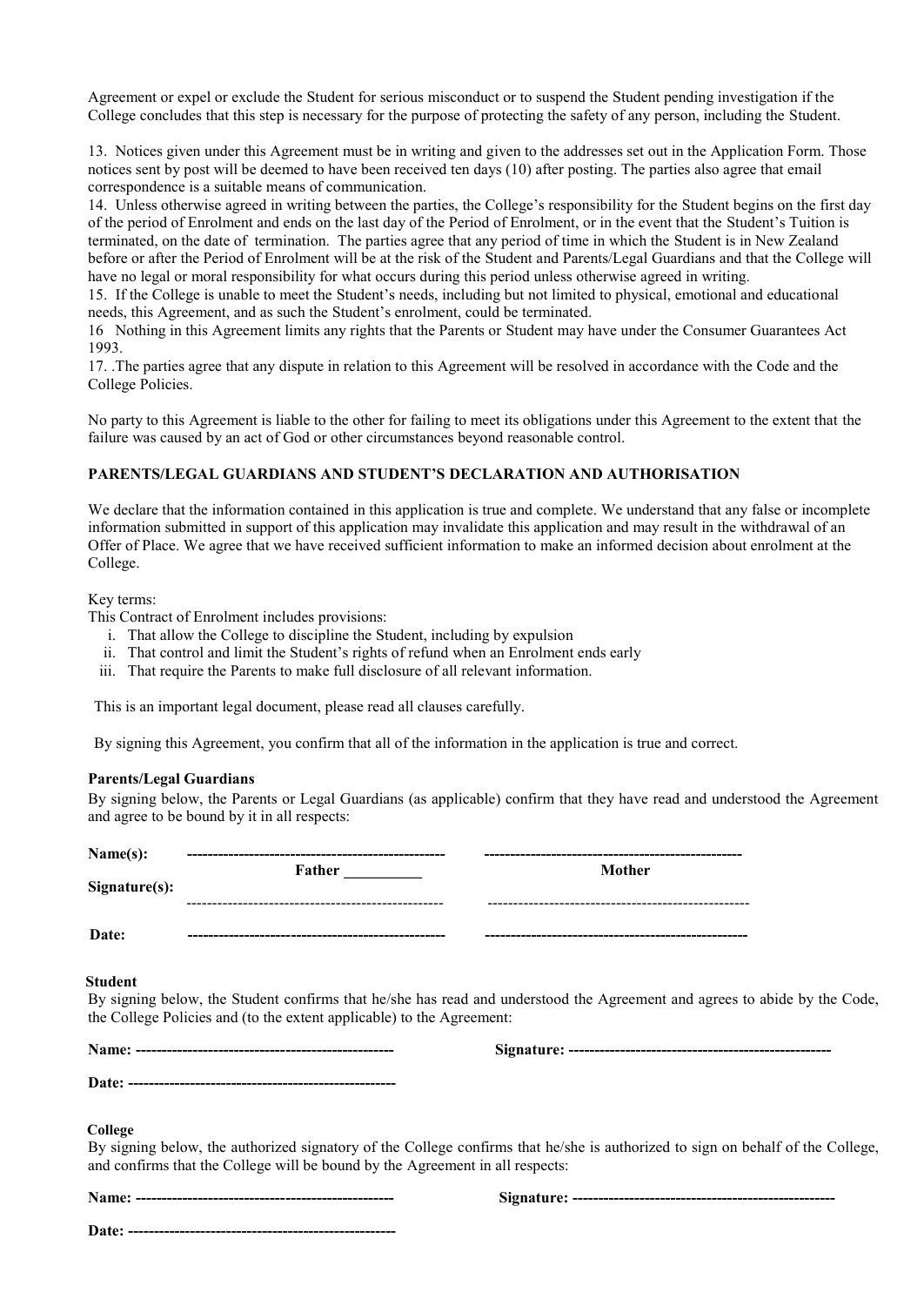Agreement or expel or exclude the Student for serious misconduct or to suspend the Student pending investigation if the College concludes that this step is necessary for the purpose of protecting the safety of any person, including the Student.

13. Notices given under this Agreement must be in writing and given to the addresses set out in the Application Form. Those notices sent by post will be deemed to have been received ten days (10) after posting. The parties also agree that email correspondence is a suitable means of communication.

14. Unless otherwise agreed in writing between the parties, the College's responsibility for the Student begins on the first day of the period of Enrolment and ends on the last day of the Period of Enrolment, or in the event that the Student's Tuition is terminated, on the date of termination. The parties agree that any period of time in which the Student is in New Zealand before or after the Period of Enrolment will be at the risk of the Student and Parents/Legal Guardians and that the College will have no legal or moral responsibility for what occurs during this period unless otherwise agreed in writing.

15. If the College is unable to meet the Student's needs, including but not limited to physical, emotional and educational needs, this Agreement, and as such the Student's enrolment, could be terminated.

16 Nothing in this Agreement limits any rights that the Parents or Student may have under the Consumer Guarantees Act 1993.

17. .The parties agree that any dispute in relation to this Agreement will be resolved in accordance with the Code and the College Policies.

No party to this Agreement is liable to the other for failing to meet its obligations under this Agreement to the extent that the failure was caused by an act of God or other circumstances beyond reasonable control.

**PARENTS/LEGAL GUARDIANS AND STUDENT'S DECLARATION AND AUTHORISATION**

We declare that the information contained in this application is true and complete. We understand that any false or incomplete information submitted in support of this application may invalidate this application and may result in the withdrawal of an Offer of Place. We agree that we have received sufficient information to make an informed decision about enrolment at the College.

Key terms:

This Contract of Enrolment includes provisions:

i. That allow the College to discipline the Student, including by expulsion
ii. That control and limit the Student's rights of refund when an Enrolment ends early
iii. That require the Parents to make full disclosure of all relevant information.

This is an important legal document, please read all clauses carefully.

By signing this Agreement, you confirm that all of the information in the application is true and correct.

**Parents/Legal Guardians**

By signing below, the Parents or Legal Guardians (as applicable) confirm that they have read and understood the Agreement and agree to be bound by it in all respects:

**Name(s):** -------------------------------------------------- --------------------------------------------------

**Father \_\_\_\_\_\_\_\_\_\_** **Mother**

**Signature(s):** -------------------------------------------------- --------------------------------------------------

**Date:** -------------------------------------------------- --------------------------------------------------

**Student**

By signing below, the Student confirms that he/she has read and understood the Agreement and agrees to abide by the Code, the College Policies and (to the extent applicable) to the Agreement:

**Name:** -------------------------------------------------- **Signature:** --------------------------------------------------

**Date:** --------------------------------------------------

**College**

By signing below, the authorized signatory of the College confirms that he/she is authorized to sign on behalf of the College, and confirms that the College will be bound by the Agreement in all respects:

**Name:** -------------------------------------------------- **Signature:** --------------------------------------------------

**Date:** --------------------------------------------------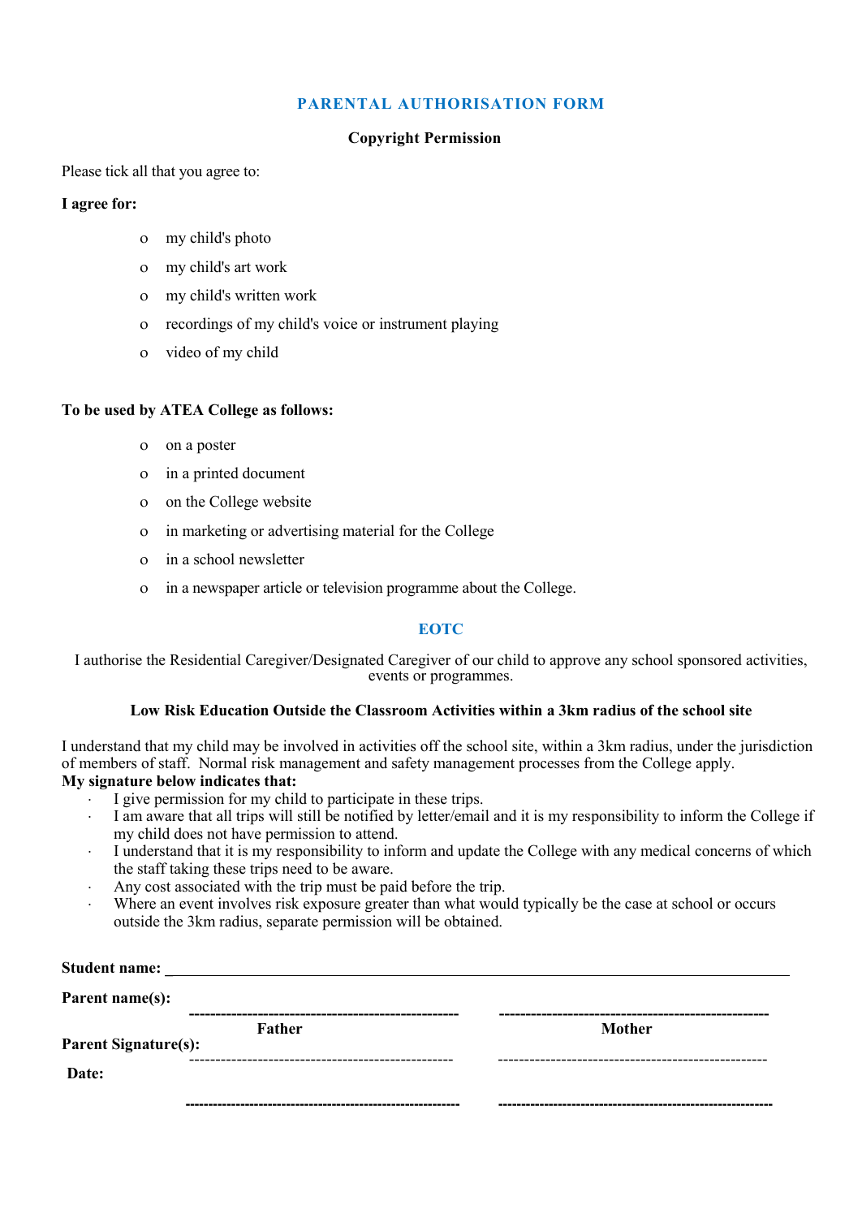# PARENTAL AUTHORISATION FORM

**Copyright Permission**

Please tick all that you agree to:

**I agree for:**

- o my child's photo
- o my child's art work
- o my child's written work
- o recordings of my child's voice or instrument playing
- o video of my child

**To be used by ATEA College as follows:**

- o on a poster
- o in a printed document
- o on the College website
- o in marketing or advertising material for the College
- o in a school newsletter
- o in a newspaper article or television programme about the College.

## EOTC

I authorise the Residential Caregiver/Designated Caregiver of our child to approve any school sponsored activities, events or programmes.

**Low Risk Education Outside the Classroom Activities within a 3km radius of the school site**

I understand that my child may be involved in activities off the school site, within a 3km radius, under the jurisdiction of members of staff. Normal risk management and safety management processes from the College apply.

**My signature below indicates that:**

- I give permission for my child to participate in these trips.
- I am aware that all trips will still be notified by letter/email and it is my responsibility to inform the College if my child does not have permission to attend.
- I understand that it is my responsibility to inform and update the College with any medical concerns of which the staff taking these trips need to be aware.
- Any cost associated with the trip must be paid before the trip.
- Where an event involves risk exposure greater than what would typically be the case at school or occurs outside the 3km radius, separate permission will be obtained.

**Student name:** ____________________________________________

**Parent name(s):** ---------------------------------------------------- ----------------------------------------------------

**Father** **Mother**

**Parent Signature(s):** ---------------------------------------------------- ----------------------------------------------------

**Date:** ---------------------------------------------------- ----------------------------------------------------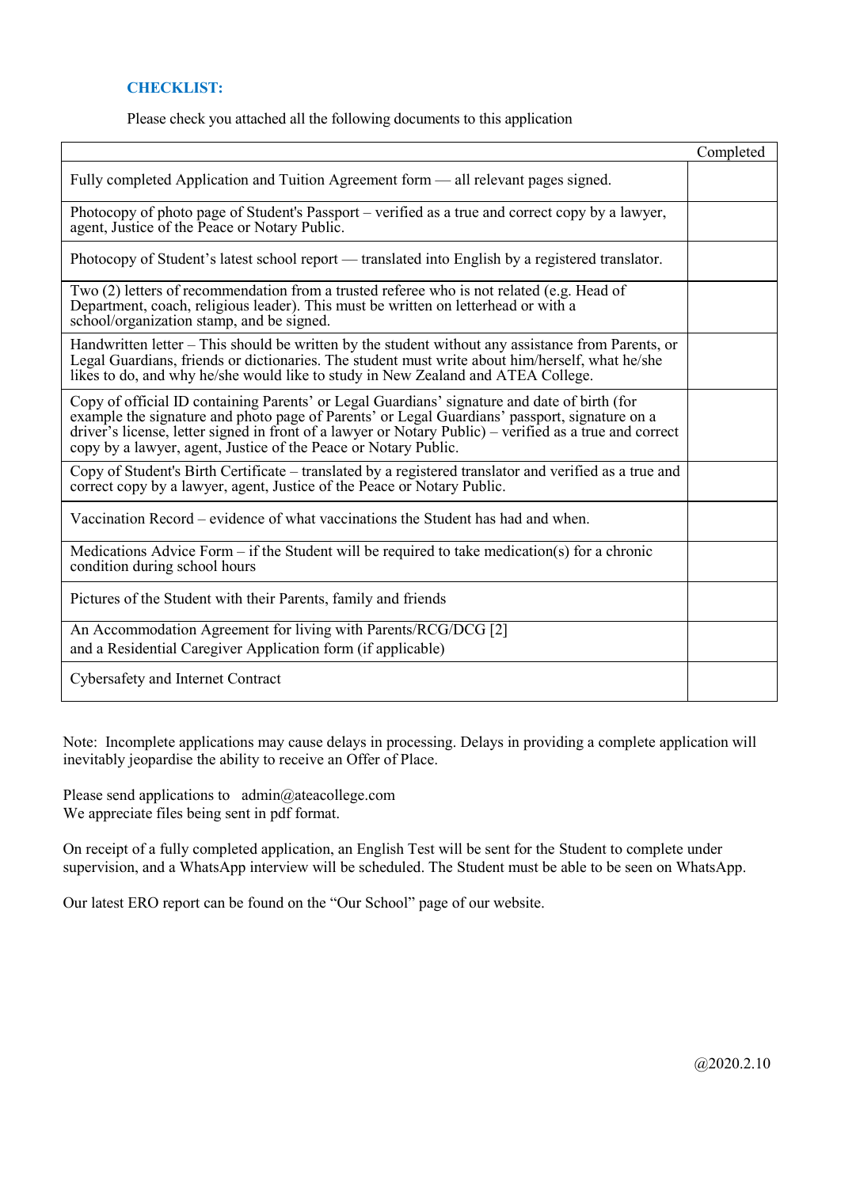## CHECKLIST:

Please check you attached all the following documents to this application

| | Completed |
|---|---|
| Fully completed Application and Tuition Agreement form — all relevant pages signed. | |
| Photocopy of photo page of Student's Passport – verified as a true and correct copy by a lawyer, agent, Justice of the Peace or Notary Public. | |
| Photocopy of Student's latest school report — translated into English by a registered translator. | |
| Two (2) letters of recommendation from a trusted referee who is not related (e.g. Head of Department, coach, religious leader). This must be written on letterhead or with a school/organization stamp, and be signed. | |
| Handwritten letter – This should be written by the student without any assistance from Parents, or Legal Guardians, friends or dictionaries. The student must write about him/herself, what he/she likes to do, and why he/she would like to study in New Zealand and ATEA College. | |
| Copy of official ID containing Parents' or Legal Guardians' signature and date of birth (for example the signature and photo page of Parents' or Legal Guardians' passport, signature on a driver's license, letter signed in front of a lawyer or Notary Public) – verified as a true and correct copy by a lawyer, agent, Justice of the Peace or Notary Public. | |
| Copy of Student's Birth Certificate – translated by a registered translator and verified as a true and correct copy by a lawyer, agent, Justice of the Peace or Notary Public. | |
| Vaccination Record – evidence of what vaccinations the Student has had and when. | |
| Medications Advice Form – if the Student will be required to take medication(s) for a chronic condition during school hours | |
| Pictures of the Student with their Parents, family and friends | |
| An Accommodation Agreement for living with Parents/RCG/DCG [2] and a Residential Caregiver Application form (if applicable) | |
| Cybersafety and Internet Contract | |

Note: Incomplete applications may cause delays in processing. Delays in providing a complete application will inevitably jeopardise the ability to receive an Offer of Place.

Please send applications to admin@ateacollege.com
We appreciate files being sent in pdf format.

On receipt of a fully completed application, an English Test will be sent for the Student to complete under supervision, and a WhatsApp interview will be scheduled. The Student must be able to be seen on WhatsApp.

Our latest ERO report can be found on the "Our School" page of our website.

@2020.2.10